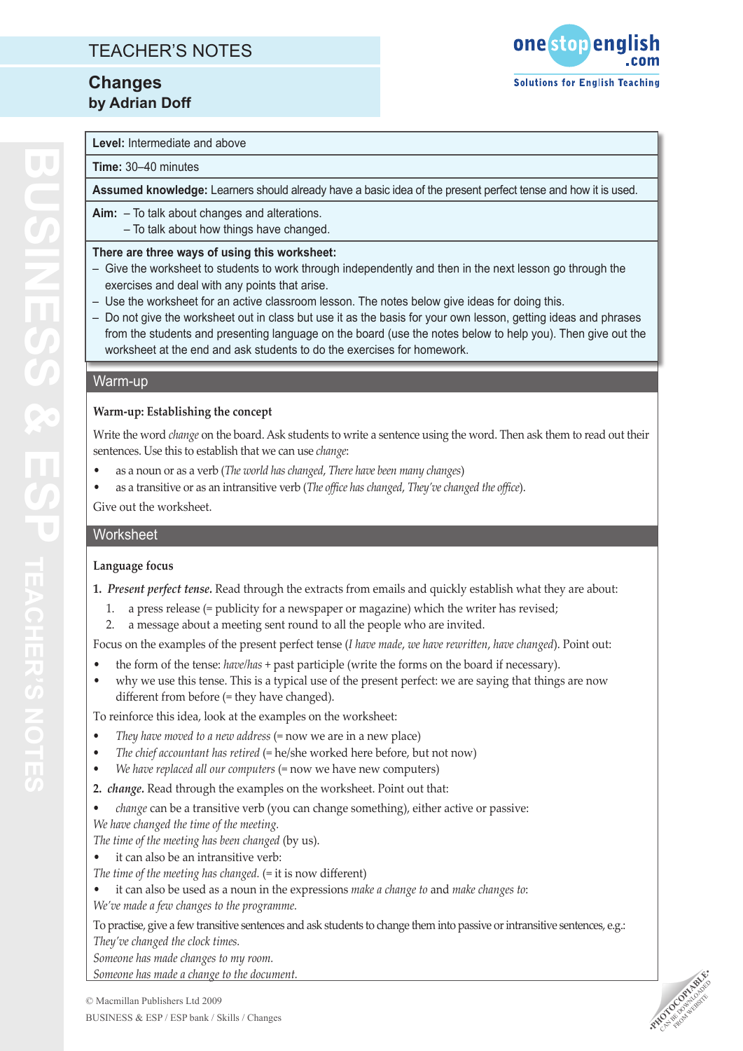# TEACHER'S NOTES

## Changes
**by Adrian Doff**

**Level:** Intermediate and above

**Time:** 30–40 minutes

**Assumed knowledge:** Learners should already have a basic idea of the present perfect tense and how it is used.

**Aim:** – To talk about changes and alterations.
– To talk about how things have changed.

**There are three ways of using this worksheet:**

- Give the worksheet to students to work through independently and then in the next lesson go through the exercises and deal with any points that arise.
- Use the worksheet for an active classroom lesson. The notes below give ideas for doing this.
- Do not give the worksheet out in class but use it as the basis for your own lesson, getting ideas and phrases from the students and presenting language on the board (use the notes below to help you). Then give out the worksheet at the end and ask students to do the exercises for homework.

## Warm-up

### Warm-up: Establishing the concept

Write the word *change* on the board. Ask students to write a sentence using the word. Then ask them to read out their sentences. Use this to establish that we can use *change*:

- as a noun or as a verb (*The world has changed*, *There have been many changes*)
- as a transitive or as an intransitive verb (*The office has changed*, *They've changed the office*).

Give out the worksheet.

## Worksheet

### Language focus

**1.** ***Present perfect tense.*** Read through the extracts from emails and quickly establish what they are about:

1. a press release (= publicity for a newspaper or magazine) which the writer has revised;
2. a message about a meeting sent round to all the people who are invited.

Focus on the examples of the present perfect tense (*I have made*, *we have rewritten*, *have changed*). Point out:

- the form of the tense: *have/has* + past participle (write the forms on the board if necessary).
- why we use this tense. This is a typical use of the present perfect: we are saying that things are now different from before (= they have changed).

To reinforce this idea, look at the examples on the worksheet:

- *They have moved to a new address* (= now we are in a new place)
- *The chief accountant has retired* (= he/she worked here before, but not now)
- *We have replaced all our computers* (= now we have new computers)

**2.** ***change.*** Read through the examples on the worksheet. Point out that:

- *change* can be a transitive verb (you can change something), either active or passive:

*We have changed the time of the meeting.*
*The time of the meeting has been changed* (by us).

- it can also be an intransitive verb:

*The time of the meeting has changed.* (= it is now different)

- it can also be used as a noun in the expressions *make a change to* and *make changes to*:

*We've made a few changes to the programme.*

To practise, give a few transitive sentences and ask students to change them into passive or intransitive sentences, e.g.:
*They've changed the clock times.*
*Someone has made changes to my room.*
*Someone has made a change to the document.*

© Macmillan Publishers Ltd 2009
BUSINESS & ESP / ESP bank / Skills / Changes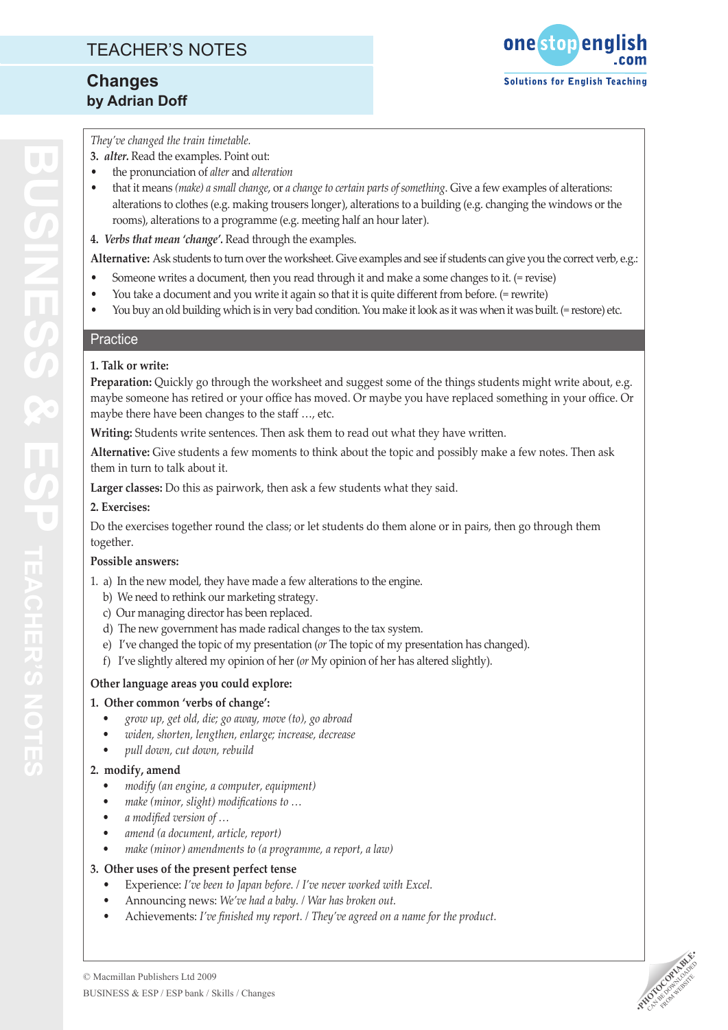*They've changed the train timetable.*

**3.** ***alter.*** Read the examples. Point out:

- the pronunciation of *alter* and *alteration*
- that it means *(make) a small change*, or *a change to certain parts of something*. Give a few examples of alterations: alterations to clothes (e.g. making trousers longer), alterations to a building (e.g. changing the windows or the rooms), alterations to a programme (e.g. meeting half an hour later).

**4.** ***Verbs that mean 'change'.*** Read through the examples.

**Alternative:** Ask students to turn over the worksheet. Give examples and see if students can give you the correct verb, e.g.:

- Someone writes a document, then you read through it and make a some changes to it. (= revise)
- You take a document and you write it again so that it is quite different from before. (= rewrite)
- You buy an old building which is in very bad condition. You make it look as it was when it was built. (= restore) etc.

## Practice

**1. Talk or write:**

**Preparation:** Quickly go through the worksheet and suggest some of the things students might write about, e.g. maybe someone has retired or your office has moved. Or maybe you have replaced something in your office. Or maybe there have been changes to the staff …, etc.

**Writing:** Students write sentences. Then ask them to read out what they have written.

**Alternative:** Give students a few moments to think about the topic and possibly make a few notes. Then ask them in turn to talk about it.

**Larger classes:** Do this as pairwork, then ask a few students what they said.

**2. Exercises:**

Do the exercises together round the class; or let students do them alone or in pairs, then go through them together.

**Possible answers:**

1. a) In the new model, they have made a few alterations to the engine.
   b) We need to rethink our marketing strategy.
   c) Our managing director has been replaced.
   d) The new government has made radical changes to the tax system.
   e) I've changed the topic of my presentation (*or* The topic of my presentation has changed).
   f) I've slightly altered my opinion of her (*or* My opinion of her has altered slightly).

**Other language areas you could explore:**

**1. Other common 'verbs of change':**

- *grow up, get old, die; go away, move (to), go abroad*
- *widen, shorten, lengthen, enlarge; increase, decrease*
- *pull down, cut down, rebuild*

**2. modify, amend**

- *modify (an engine, a computer, equipment)*
- *make (minor, slight) modifications to …*
- *a modified version of …*
- *amend (a document, article, report)*
- *make (minor) amendments to (a programme, a report, a law)*

**3. Other uses of the present perfect tense**

- Experience: *I've been to Japan before. / I've never worked with Excel.*
- Announcing news: *We've had a baby. / War has broken out.*
- Achievements: *I've finished my report. / They've agreed on a name for the product.*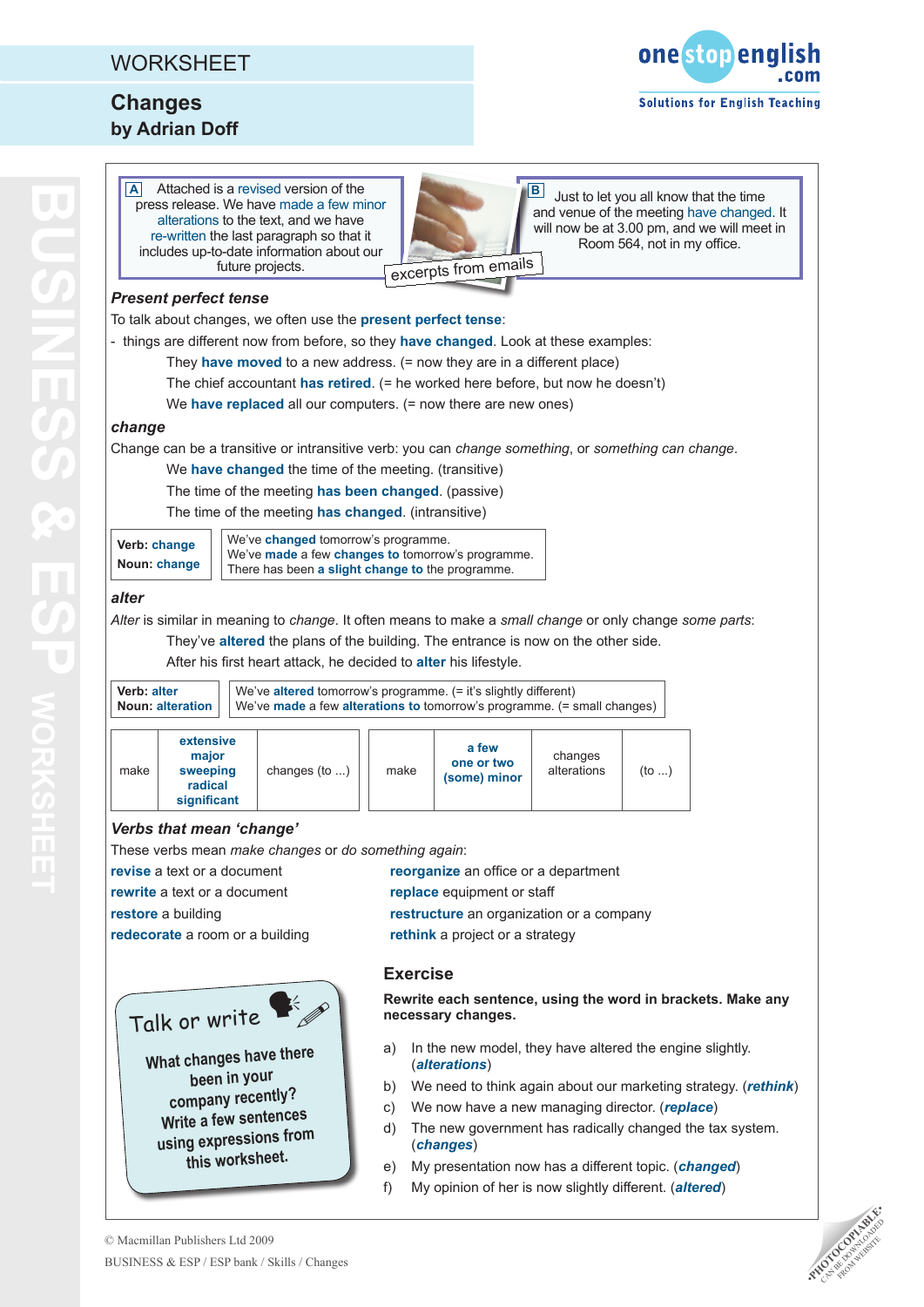# WORKSHEET

## Changes

**by Adrian Doff**

**A** Attached is a revised version of the press release. We have made a few minor alterations to the text, and we have re-written the last paragraph so that it includes up-to-date information about our future projects.

excerpts from emails

**B** Just to let you all know that the time and venue of the meeting have changed. It will now be at 3.00 pm, and we will meet in Room 564, not in my office.

### *Present perfect tense*

To talk about changes, we often use the **present perfect tense**:

- things are different now from before, so they **have changed**. Look at these examples:

  They **have moved** to a new address. (= now they are in a different place)

  The chief accountant **has retired**. (= he worked here before, but now he doesn't)

  We **have replaced** all our computers. (= now there are new ones)

### *change*

Change can be a transitive or intransitive verb: you can *change something*, or *something can change*.

  We **have changed** the time of the meeting. (transitive)

  The time of the meeting **has been changed**. (passive)

  The time of the meeting **has changed**. (intransitive)

| | |
|---|---|
| **Verb: change**<br>**Noun: change** | We've **changed** tomorrow's programme.<br>We've **made** a few **changes to** tomorrow's programme.<br>There has been **a slight change to** the programme. |

### *alter*

*Alter* is similar in meaning to *change*. It often means to make a *small change* or only change *some parts*:

  They've **altered** the plans of the building. The entrance is now on the other side.

  After his first heart attack, he decided to **alter** his lifestyle.

| | |
|---|---|
| **Verb: alter**<br>**Noun: alteration** | We've **altered** tomorrow's programme. (= it's slightly different)<br>We've **made** a few **alterations to** tomorrow's programme. (= small changes) |

| | | |
|---|---|---|
| make | **extensive**<br>**major**<br>**sweeping**<br>**radical**<br>**significant** | changes (to ...) |

| | | | |
|---|---|---|---|
| make | **a few**<br>**one or two**<br>**(some) minor** | changes<br>alterations | (to ...) |

### *Verbs that mean 'change'*

These verbs mean *make changes* or *do something again*:

**revise** a text or a document

**rewrite** a text or a document

**restore** a building

**redecorate** a room or a building

**reorganize** an office or a department

**replace** equipment or staff

**restructure** an organization or a company

**rethink** a project or a strategy

### Talk or write

What changes have there been in your company recently? Write a few sentences using expressions from this worksheet.

### Exercise

**Rewrite each sentence, using the word in brackets. Make any necessary changes.**

a) In the new model, they have altered the engine slightly. (***alterations***)

b) We need to think again about our marketing strategy. (***rethink***)

c) We now have a new managing director. (***replace***)

d) The new government has radically changed the tax system. (***changes***)

e) My presentation now has a different topic. (***changed***)

f) My opinion of her is now slightly different. (***altered***)

© Macmillan Publishers Ltd 2009

BUSINESS & ESP / ESP bank / Skills / Changes